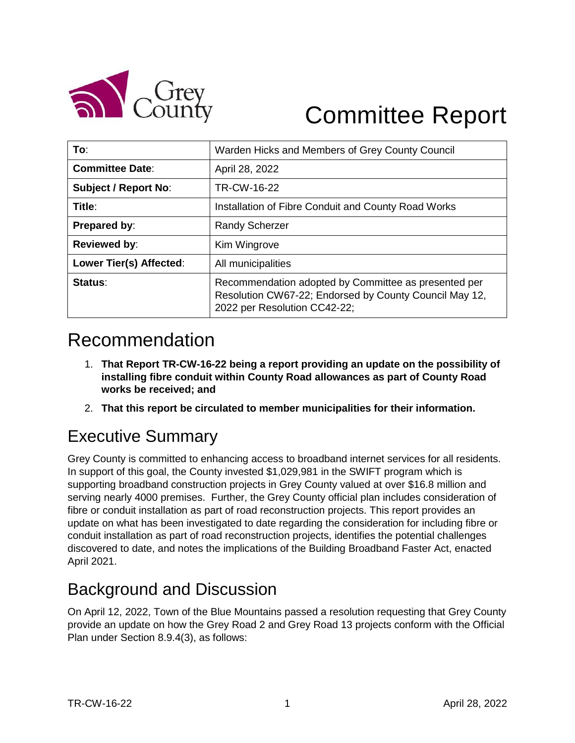# Committee Report

| **To**: | Warden Hicks and Members of Grey County Council |
|---|---|
| **Committee Date**: | April 28, 2022 |
| **Subject / Report No**: | TR-CW-16-22 |
| **Title**: | Installation of Fibre Conduit and County Road Works |
| **Prepared by**: | Randy Scherzer |
| **Reviewed by**: | Kim Wingrove |
| **Lower Tier(s) Affected**: | All municipalities |
| **Status**: | Recommendation adopted by Committee as presented per Resolution CW67-22; Endorsed by County Council May 12, 2022 per Resolution CC42-22; |

## Recommendation

1. **That Report TR-CW-16-22 being a report providing an update on the possibility of installing fibre conduit within County Road allowances as part of County Road works be received; and**
2. **That this report be circulated to member municipalities for their information.**

## Executive Summary

Grey County is committed to enhancing access to broadband internet services for all residents. In support of this goal, the County invested $1,029,981 in the SWIFT program which is supporting broadband construction projects in Grey County valued at over $16.8 million and serving nearly 4000 premises. Further, the Grey County official plan includes consideration of fibre or conduit installation as part of road reconstruction projects. This report provides an update on what has been investigated to date regarding the consideration for including fibre or conduit installation as part of road reconstruction projects, identifies the potential challenges discovered to date, and notes the implications of the Building Broadband Faster Act, enacted April 2021.

## Background and Discussion

On April 12, 2022, Town of the Blue Mountains passed a resolution requesting that Grey County provide an update on how the Grey Road 2 and Grey Road 13 projects conform with the Official Plan under Section 8.9.4(3), as follows: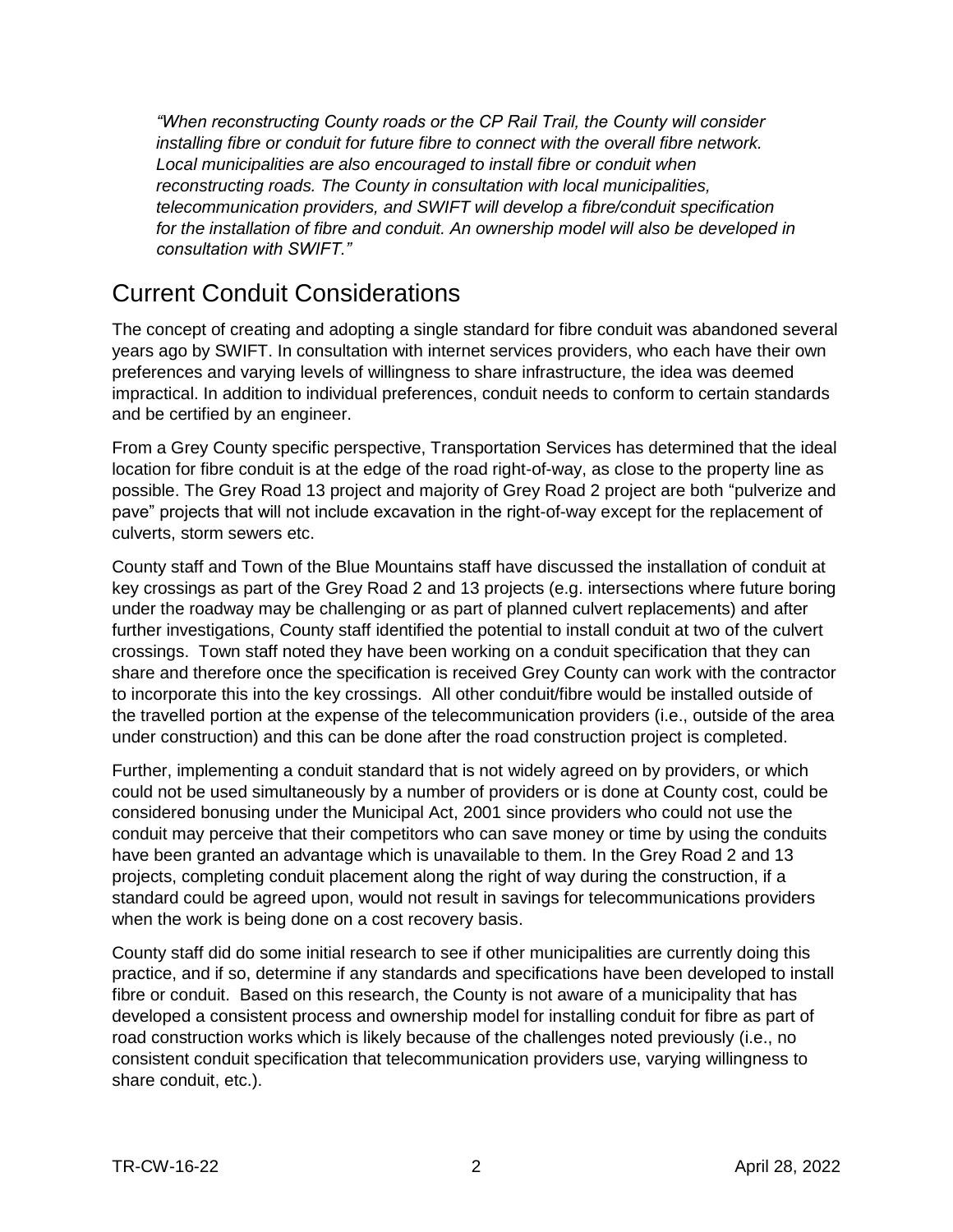*"When reconstructing County roads or the CP Rail Trail, the County will consider installing fibre or conduit for future fibre to connect with the overall fibre network. Local municipalities are also encouraged to install fibre or conduit when reconstructing roads. The County in consultation with local municipalities, telecommunication providers, and SWIFT will develop a fibre/conduit specification for the installation of fibre and conduit. An ownership model will also be developed in consultation with SWIFT."*

## Current Conduit Considerations

The concept of creating and adopting a single standard for fibre conduit was abandoned several years ago by SWIFT. In consultation with internet services providers, who each have their own preferences and varying levels of willingness to share infrastructure, the idea was deemed impractical. In addition to individual preferences, conduit needs to conform to certain standards and be certified by an engineer.

From a Grey County specific perspective, Transportation Services has determined that the ideal location for fibre conduit is at the edge of the road right-of-way, as close to the property line as possible. The Grey Road 13 project and majority of Grey Road 2 project are both "pulverize and pave" projects that will not include excavation in the right-of-way except for the replacement of culverts, storm sewers etc.

County staff and Town of the Blue Mountains staff have discussed the installation of conduit at key crossings as part of the Grey Road 2 and 13 projects (e.g. intersections where future boring under the roadway may be challenging or as part of planned culvert replacements) and after further investigations, County staff identified the potential to install conduit at two of the culvert crossings. Town staff noted they have been working on a conduit specification that they can share and therefore once the specification is received Grey County can work with the contractor to incorporate this into the key crossings. All other conduit/fibre would be installed outside of the travelled portion at the expense of the telecommunication providers (i.e., outside of the area under construction) and this can be done after the road construction project is completed.

Further, implementing a conduit standard that is not widely agreed on by providers, or which could not be used simultaneously by a number of providers or is done at County cost, could be considered bonusing under the Municipal Act, 2001 since providers who could not use the conduit may perceive that their competitors who can save money or time by using the conduits have been granted an advantage which is unavailable to them. In the Grey Road 2 and 13 projects, completing conduit placement along the right of way during the construction, if a standard could be agreed upon, would not result in savings for telecommunications providers when the work is being done on a cost recovery basis.

County staff did do some initial research to see if other municipalities are currently doing this practice, and if so, determine if any standards and specifications have been developed to install fibre or conduit. Based on this research, the County is not aware of a municipality that has developed a consistent process and ownership model for installing conduit for fibre as part of road construction works which is likely because of the challenges noted previously (i.e., no consistent conduit specification that telecommunication providers use, varying willingness to share conduit, etc.).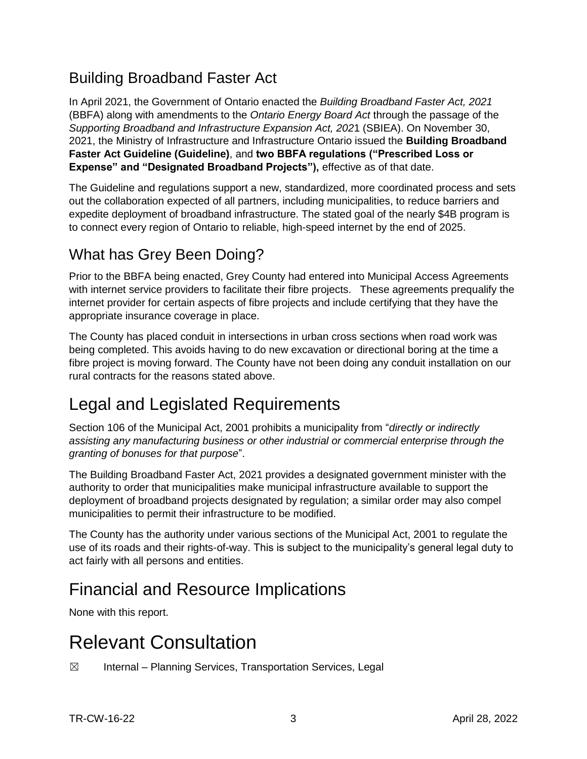## Building Broadband Faster Act

In April 2021, the Government of Ontario enacted the *Building Broadband Faster Act, 2021* (BBFA) along with amendments to the *Ontario Energy Board Act* through the passage of the *Supporting Broadband and Infrastructure Expansion Act, 202*1 (SBIEA). On November 30, 2021, the Ministry of Infrastructure and Infrastructure Ontario issued the **Building Broadband Faster Act Guideline (Guideline)**, and **two BBFA regulations ("Prescribed Loss or Expense" and "Designated Broadband Projects"),** effective as of that date.

The Guideline and regulations support a new, standardized, more coordinated process and sets out the collaboration expected of all partners, including municipalities, to reduce barriers and expedite deployment of broadband infrastructure. The stated goal of the nearly $4B program is to connect every region of Ontario to reliable, high-speed internet by the end of 2025.

## What has Grey Been Doing?

Prior to the BBFA being enacted, Grey County had entered into Municipal Access Agreements with internet service providers to facilitate their fibre projects. These agreements prequalify the internet provider for certain aspects of fibre projects and include certifying that they have the appropriate insurance coverage in place.

The County has placed conduit in intersections in urban cross sections when road work was being completed. This avoids having to do new excavation or directional boring at the time a fibre project is moving forward. The County have not been doing any conduit installation on our rural contracts for the reasons stated above.

# Legal and Legislated Requirements

Section 106 of the Municipal Act, 2001 prohibits a municipality from "*directly or indirectly assisting any manufacturing business or other industrial or commercial enterprise through the granting of bonuses for that purpose*".

The Building Broadband Faster Act, 2021 provides a designated government minister with the authority to order that municipalities make municipal infrastructure available to support the deployment of broadband projects designated by regulation; a similar order may also compel municipalities to permit their infrastructure to be modified.

The County has the authority under various sections of the Municipal Act, 2001 to regulate the use of its roads and their rights-of-way. This is subject to the municipality's general legal duty to act fairly with all persons and entities.

# Financial and Resource Implications

None with this report.

# Relevant Consultation

☒ Internal – Planning Services, Transportation Services, Legal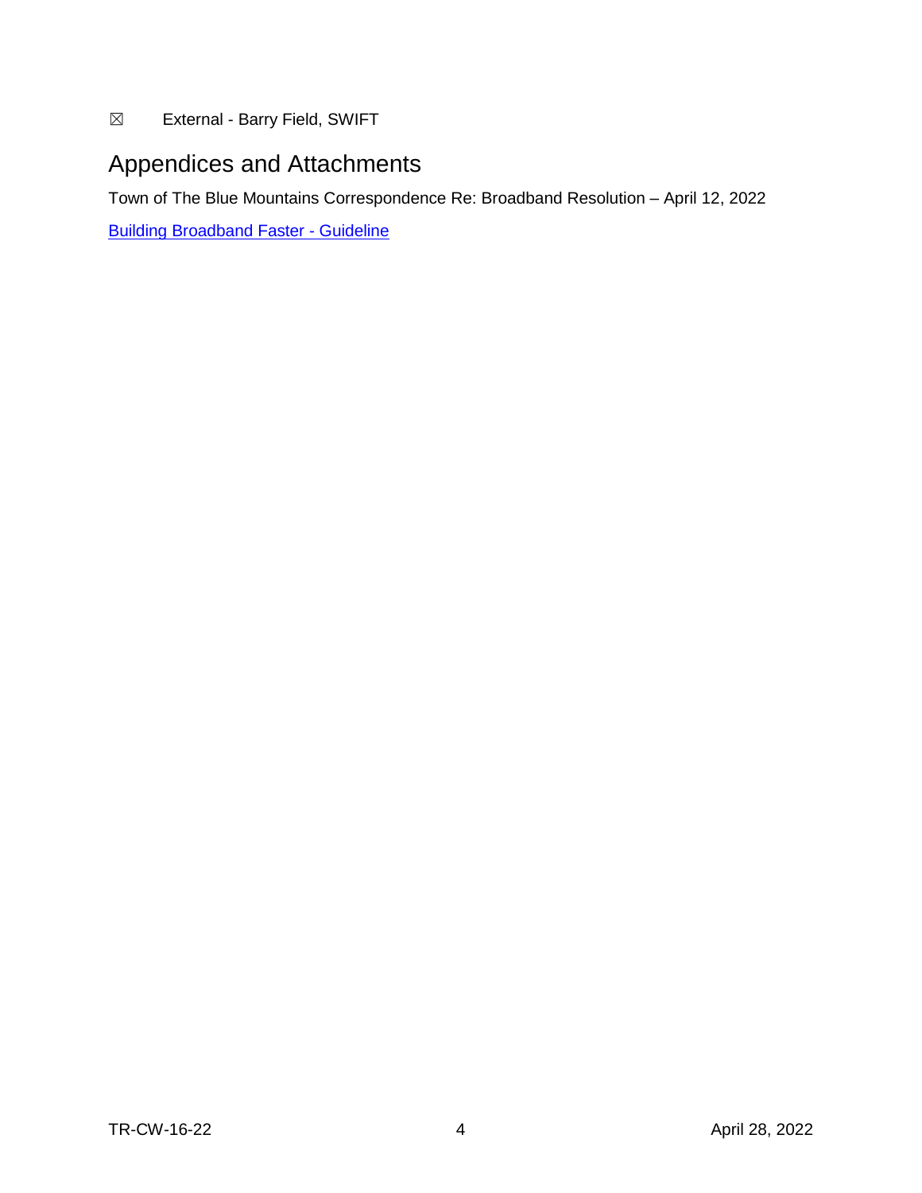☒ External - Barry Field, SWIFT

## Appendices and Attachments

Town of The Blue Mountains Correspondence Re: Broadband Resolution – April 12, 2022

[Building Broadband Faster - Guideline]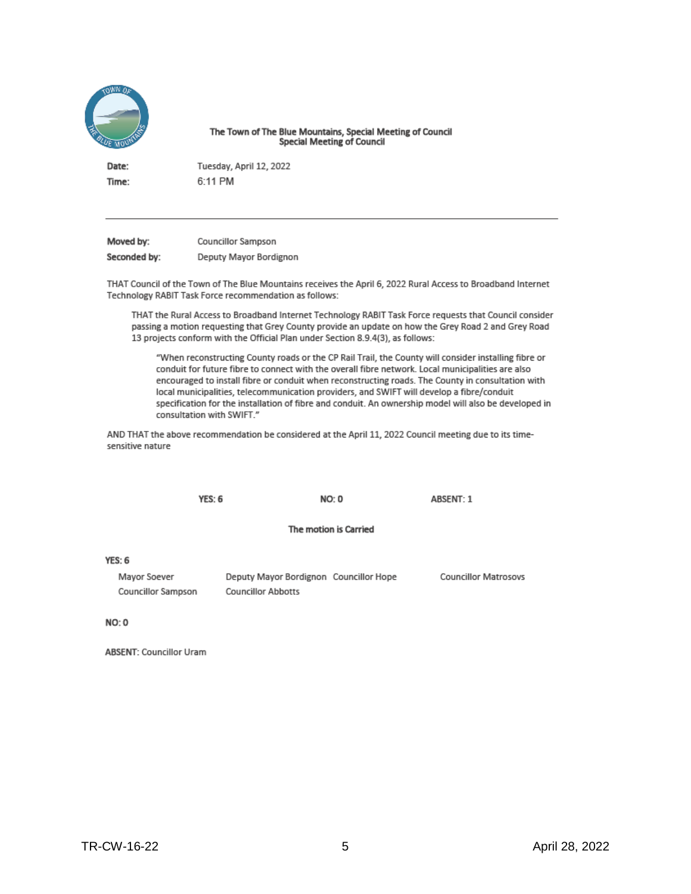**The Town of The Blue Mountains, Special Meeting of Council**
**Special Meeting of Council**

| | |
|---|---|
| **Date:** | Tuesday, April 12, 2022 |
| **Time:** | 6:11 PM |

---

| | |
|---|---|
| **Moved by:** | Councillor Sampson |
| **Seconded by:** | Deputy Mayor Bordignon |

THAT Council of the Town of The Blue Mountains receives the April 6, 2022 Rural Access to Broadband Internet Technology RABIT Task Force recommendation as follows:

> THAT the Rural Access to Broadband Internet Technology RABIT Task Force requests that Council consider passing a motion requesting that Grey County provide an update on how the Grey Road 2 and Grey Road 13 projects conform with the Official Plan under Section 8.9.4(3), as follows:
>
> > "When reconstructing County roads or the CP Rail Trail, the County will consider installing fibre or conduit for future fibre to connect with the overall fibre network. Local municipalities are also encouraged to install fibre or conduit when reconstructing roads. The County in consultation with local municipalities, telecommunication providers, and SWIFT will develop a fibre/conduit specification for the installation of fibre and conduit. An ownership model will also be developed in consultation with SWIFT."

AND THAT the above recommendation be considered at the April 11, 2022 Council meeting due to its time-sensitive nature

| | | |
|---|---|---|
| **YES: 6** | **NO: 0** | **ABSENT: 1** |

**The motion is Carried**

**YES: 6**

| | | | |
|---|---|---|---|
| Mayor Soever | Deputy Mayor Bordignon | Councillor Hope | Councillor Matrosovs |
| Councillor Sampson | Councillor Abbotts | | |

**NO: 0**

**ABSENT:** Councillor Uram